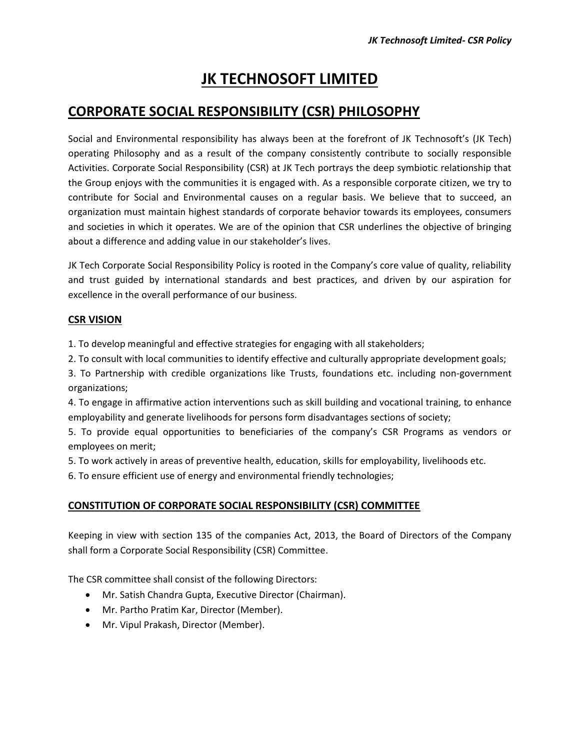# JK TECHNOSOFT LIMITED

## CORPORATE SOCIAL RESPONSIBILITY (CSR) PHILOSOPHY

Social and Environmental responsibility has always been at the forefront of JK Technosoft's (JK Tech) operating Philosophy and as a result of the company consistently contribute to socially responsible Activities. Corporate Social Responsibility (CSR) at JK Tech portrays the deep symbiotic relationship that the Group enjoys with the communities it is engaged with. As a responsible corporate citizen, we try to contribute for Social and Environmental causes on a regular basis. We believe that to succeed, an organization must maintain highest standards of corporate behavior towards its employees, consumers and societies in which it operates. We are of the opinion that CSR underlines the objective of bringing about a difference and adding value in our stakeholder's lives.

JK Tech Corporate Social Responsibility Policy is rooted in the Company's core value of quality, reliability and trust guided by international standards and best practices, and driven by our aspiration for excellence in the overall performance of our business.

### CSR VISION

1. To develop meaningful and effective strategies for engaging with all stakeholders;
2. To consult with local communities to identify effective and culturally appropriate development goals;
3. To Partnership with credible organizations like Trusts, foundations etc. including non-government organizations;
4. To engage in affirmative action interventions such as skill building and vocational training, to enhance employability and generate livelihoods for persons form disadvantages sections of society;
5. To provide equal opportunities to beneficiaries of the company's CSR Programs as vendors or employees on merit;
5. To work actively in areas of preventive health, education, skills for employability, livelihoods etc.
6. To ensure efficient use of energy and environmental friendly technologies;

### CONSTITUTION OF CORPORATE SOCIAL RESPONSIBILITY (CSR) COMMITTEE

Keeping in view with section 135 of the companies Act, 2013, the Board of Directors of the Company shall form a Corporate Social Responsibility (CSR) Committee.

The CSR committee shall consist of the following Directors:

- Mr. Satish Chandra Gupta, Executive Director (Chairman).
- Mr. Partho Pratim Kar, Director (Member).
- Mr. Vipul Prakash, Director (Member).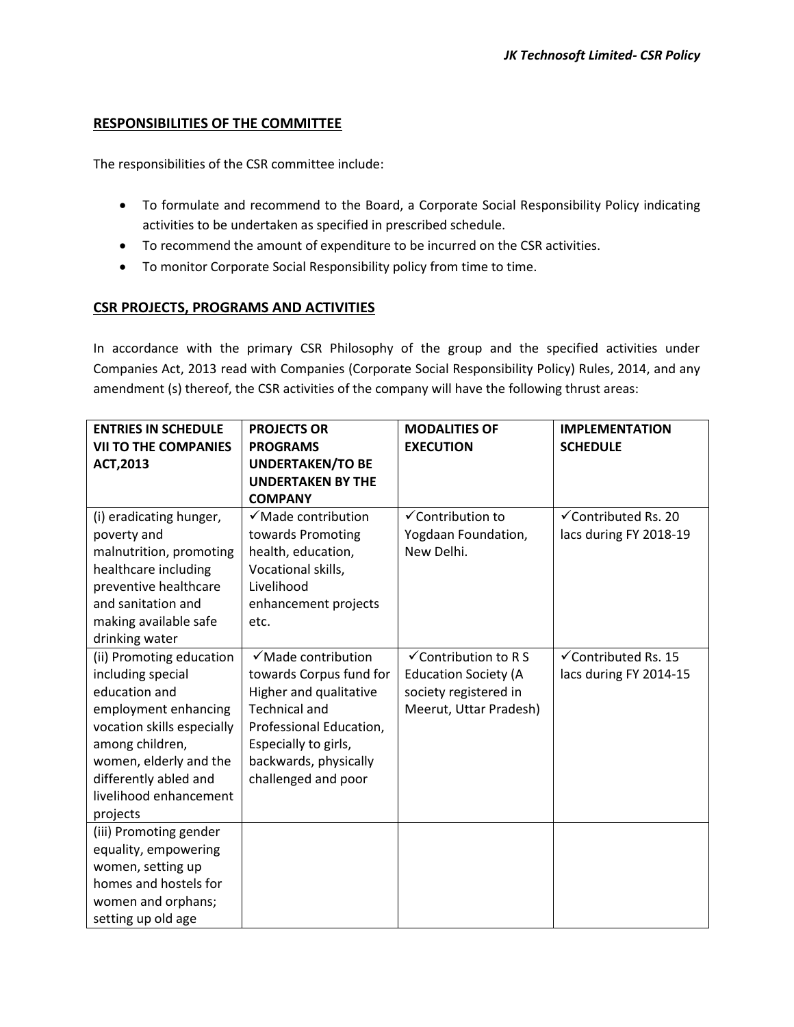## RESPONSIBILITIES OF THE COMMITTEE

The responsibilities of the CSR committee include:

- To formulate and recommend to the Board, a Corporate Social Responsibility Policy indicating activities to be undertaken as specified in prescribed schedule.
- To recommend the amount of expenditure to be incurred on the CSR activities.
- To monitor Corporate Social Responsibility policy from time to time.

## CSR PROJECTS, PROGRAMS AND ACTIVITIES

In accordance with the primary CSR Philosophy of the group and the specified activities under Companies Act, 2013 read with Companies (Corporate Social Responsibility Policy) Rules, 2014, and any amendment (s) thereof, the CSR activities of the company will have the following thrust areas:

| ENTRIES IN SCHEDULE VII TO THE COMPANIES ACT,2013 | PROJECTS OR PROGRAMS UNDERTAKEN/TO BE UNDERTAKEN BY THE COMPANY | MODALITIES OF EXECUTION | IMPLEMENTATION SCHEDULE |
|---|---|---|---|
| (i) eradicating hunger, poverty and malnutrition, promoting healthcare including preventive healthcare and sanitation and making available safe drinking water | ✓Made contribution towards Promoting health, education, Vocational skills, Livelihood enhancement projects etc. | ✓Contribution to Yogdaan Foundation, New Delhi. | ✓Contributed Rs. 20 lacs during FY 2018-19 |
| (ii) Promoting education including special education and employment enhancing vocation skills especially among children, women, elderly and the differently abled and livelihood enhancement projects | ✓Made contribution towards Corpus fund for Higher and qualitative Technical and Professional Education, Especially to girls, backwards, physically challenged and poor | ✓Contribution to R S Education Society (A society registered in Meerut, Uttar Pradesh) | ✓Contributed Rs. 15 lacs during FY 2014-15 |
| (iii) Promoting gender equality, empowering women, setting up homes and hostels for women and orphans; setting up old age | | | |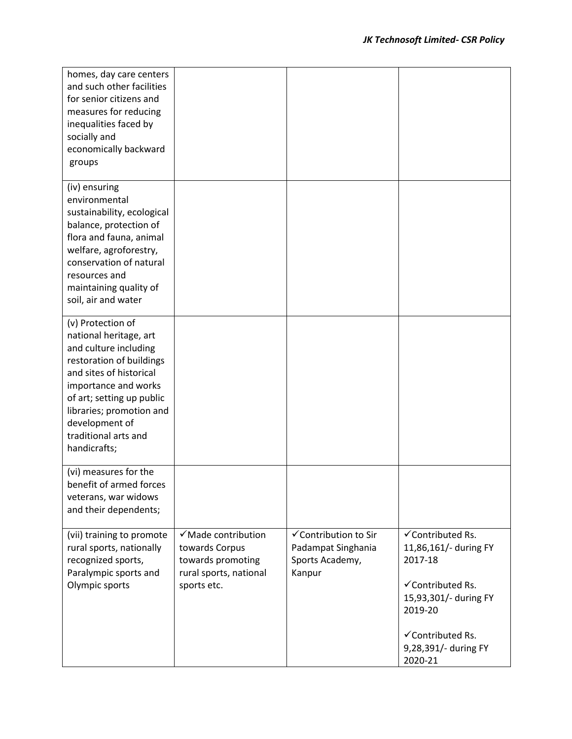| | | | |
|---|---|---|---|
| homes, day care centers and such other facilities for senior citizens and measures for reducing inequalities faced by socially and economically backward groups | | | |
| (iv) ensuring environmental sustainability, ecological balance, protection of flora and fauna, animal welfare, agroforestry, conservation of natural resources and maintaining quality of soil, air and water | | | |
| (v) Protection of national heritage, art and culture including restoration of buildings and sites of historical importance and works of art; setting up public libraries; promotion and development of traditional arts and handicrafts; | | | |
| (vi) measures for the benefit of armed forces veterans, war widows and their dependents; | | | |
| (vii) training to promote rural sports, nationally recognized sports, Paralympic sports and Olympic sports | ✓Made contribution towards Corpus towards promoting rural sports, national sports etc. | ✓Contribution to Sir Padampat Singhania Sports Academy, Kanpur | ✓Contributed Rs. 11,86,161/- during FY 2017-18<br><br>✓Contributed Rs. 15,93,301/- during FY 2019-20<br><br>✓Contributed Rs. 9,28,391/- during FY 2020-21 |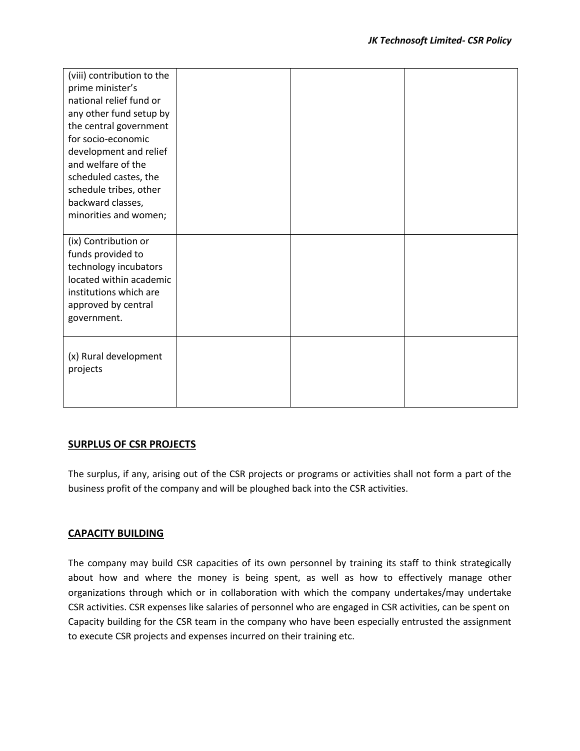| | | | |
|---|---|---|---|
| (viii) contribution to the prime minister's national relief fund or any other fund setup by the central government for socio-economic development and relief and welfare of the scheduled castes, the schedule tribes, other backward classes, minorities and women; | | | |
| (ix) Contribution or funds provided to technology incubators located within academic institutions which are approved by central government. | | | |
| (x) Rural development projects | | | |

## SURPLUS OF CSR PROJECTS

The surplus, if any, arising out of the CSR projects or programs or activities shall not form a part of the business profit of the company and will be ploughed back into the CSR activities.

## CAPACITY BUILDING

The company may build CSR capacities of its own personnel by training its staff to think strategically about how and where the money is being spent, as well as how to effectively manage other organizations through which or in collaboration with which the company undertakes/may undertake CSR activities. CSR expenses like salaries of personnel who are engaged in CSR activities, can be spent on Capacity building for the CSR team in the company who have been especially entrusted the assignment to execute CSR projects and expenses incurred on their training etc.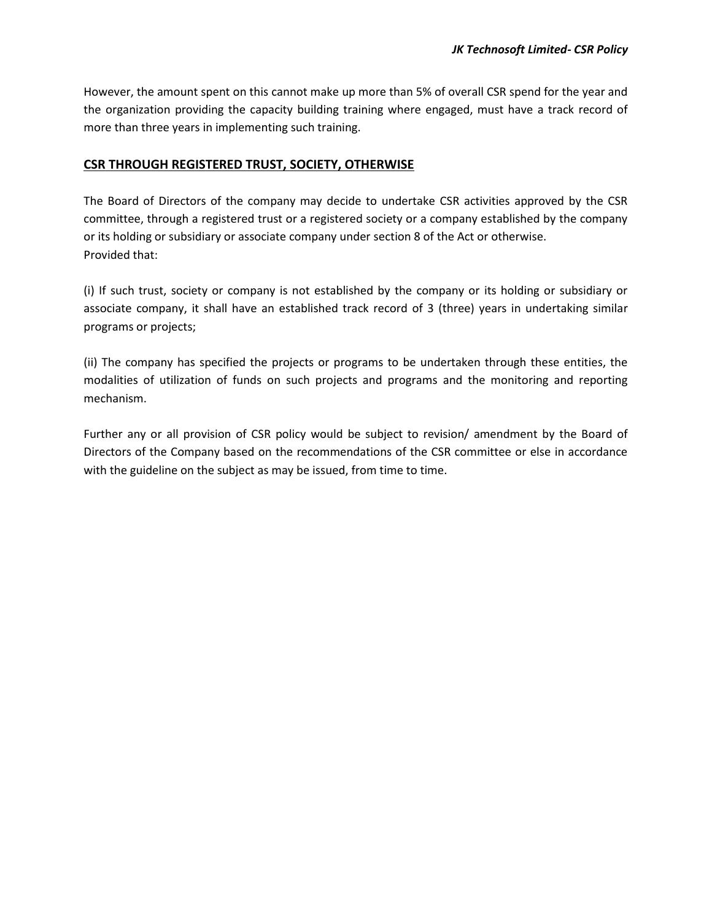However, the amount spent on this cannot make up more than 5% of overall CSR spend for the year and the organization providing the capacity building training where engaged, must have a track record of more than three years in implementing such training.

## CSR THROUGH REGISTERED TRUST, SOCIETY, OTHERWISE

The Board of Directors of the company may decide to undertake CSR activities approved by the CSR committee, through a registered trust or a registered society or a company established by the company or its holding or subsidiary or associate company under section 8 of the Act or otherwise.
Provided that:

(i) If such trust, society or company is not established by the company or its holding or subsidiary or associate company, it shall have an established track record of 3 (three) years in undertaking similar programs or projects;

(ii) The company has specified the projects or programs to be undertaken through these entities, the modalities of utilization of funds on such projects and programs and the monitoring and reporting mechanism.

Further any or all provision of CSR policy would be subject to revision/ amendment by the Board of Directors of the Company based on the recommendations of the CSR committee or else in accordance with the guideline on the subject as may be issued, from time to time.